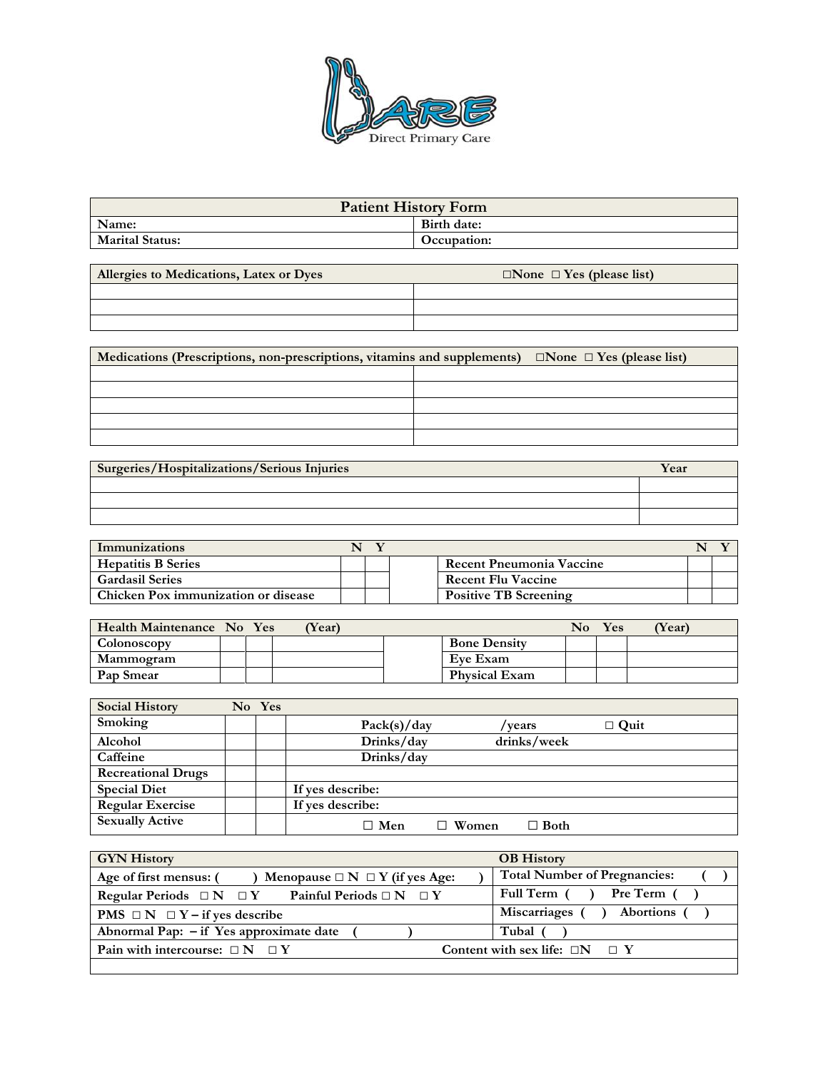Direct Primary Care

| Patient History Form | |
|---|---|
| Name: | Birth date: |
| Marital Status: | Occupation: |

| Allergies to Medications, Latex or Dyes | ☐None ☐ Yes (please list) |
|---|---|
| | |
| | |
| | |

| Medications (Prescriptions, non-prescriptions, vitamins and supplements) | ☐None ☐ Yes (please list) |
|---|---|
| | |
| | |
| | |
| | |
| | |

| Surgeries/Hospitalizations/Serious Injuries | Year |
|---|---|
| | |
| | |
| | |

| Immunizations | N | Y | | | N | Y |
|---|---|---|---|---|---|---|
| Hepatitis B Series | | | | Recent Pneumonia Vaccine | | |
| Gardasil Series | | | | Recent Flu Vaccine | | |
| Chicken Pox immunization or disease | | | | Positive TB Screening | | |

| Health Maintenance | No | Yes | (Year) | | | No | Yes | (Year) |
|---|---|---|---|---|---|---|---|---|
| Colonoscopy | | | | | Bone Density | | | |
| Mammogram | | | | | Eye Exam | | | |
| Pap Smear | | | | | Physical Exam | | | |

| Social History | No | Yes | |
|---|---|---|---|
| Smoking | | | Pack(s)/day /years ☐ Quit |
| Alcohol | | | Drinks/day drinks/week |
| Caffeine | | | Drinks/day |
| Recreational Drugs | | | |
| Special Diet | | | If yes describe: |
| Regular Exercise | | | If yes describe: |
| Sexually Active | | | ☐ Men ☐ Women ☐ Both |

| GYN History | OB History |
|---|---|
| Age of first mensus: ( ) Menopause ☐ N ☐ Y (if yes Age: ) | Total Number of Pregnancies: ( ) |
| Regular Periods ☐ N ☐ Y Painful Periods ☐ N ☐ Y | Full Term ( ) Pre Term ( ) |
| PMS ☐ N ☐ Y – if yes describe | Miscarriages ( ) Abortions ( ) |
| Abnormal Pap: – if Yes approximate date ( ) | Tubal ( ) |
| Pain with intercourse: ☐ N ☐ Y | Content with sex life: ☐N ☐ Y |
| | |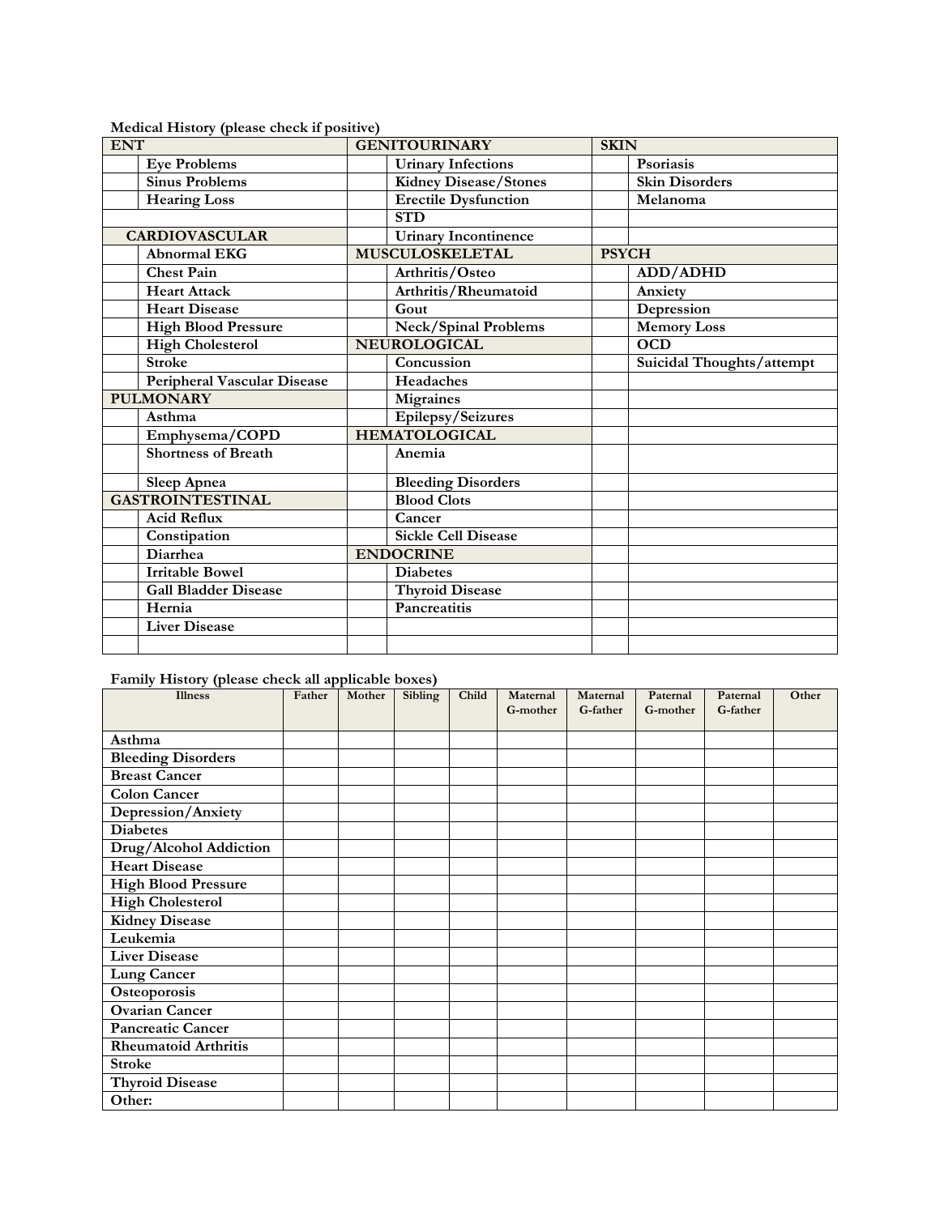Medical History (please check if positive)

| | | | | | |
|---|---|---|---|---|---|
| **ENT** | | **GENITOURINARY** | | **SKIN** | |
| | Eye Problems | | Urinary Infections | | Psoriasis |
| | Sinus Problems | | Kidney Disease/Stones | | Skin Disorders |
| | Hearing Loss | | Erectile Dysfunction | | Melanoma |
| | | | STD | | |
| **CARDIOVASCULAR** | | | Urinary Incontinence | | |
| | Abnormal EKG | **MUSCULOSKELETAL** | | **PSYCH** | |
| | Chest Pain | | Arthritis/Osteo | | ADD/ADHD |
| | Heart Attack | | Arthritis/Rheumatoid | | Anxiety |
| | Heart Disease | | Gout | | Depression |
| | High Blood Pressure | | Neck/Spinal Problems | | Memory Loss |
| | High Cholesterol | **NEUROLOGICAL** | | | OCD |
| | Stroke | | Concussion | | Suicidal Thoughts/attempt |
| | Peripheral Vascular Disease | | Headaches | | |
| **PULMONARY** | | | Migraines | | |
| | Asthma | | Epilepsy/Seizures | | |
| | Emphysema/COPD | **HEMATOLOGICAL** | | | |
| | Shortness of Breath | | Anemia | | |
| | Sleep Apnea | | Bleeding Disorders | | |
| **GASTROINTESTINAL** | | | Blood Clots | | |
| | Acid Reflux | | Cancer | | |
| | Constipation | | Sickle Cell Disease | | |
| | Diarrhea | **ENDOCRINE** | | | |
| | Irritable Bowel | | Diabetes | | |
| | Gall Bladder Disease | | Thyroid Disease | | |
| | Hernia | | Pancreatitis | | |
| | Liver Disease | | | | |
| | | | | | |

Family History (please check all applicable boxes)

| Illness | Father | Mother | Sibling | Child | Maternal G-mother | Maternal G-father | Paternal G-mother | Paternal G-father | Other |
|---|---|---|---|---|---|---|---|---|---|
| Asthma | | | | | | | | | |
| Bleeding Disorders | | | | | | | | | |
| Breast Cancer | | | | | | | | | |
| Colon Cancer | | | | | | | | | |
| Depression/Anxiety | | | | | | | | | |
| Diabetes | | | | | | | | | |
| Drug/Alcohol Addiction | | | | | | | | | |
| Heart Disease | | | | | | | | | |
| High Blood Pressure | | | | | | | | | |
| High Cholesterol | | | | | | | | | |
| Kidney Disease | | | | | | | | | |
| Leukemia | | | | | | | | | |
| Liver Disease | | | | | | | | | |
| Lung Cancer | | | | | | | | | |
| Osteoporosis | | | | | | | | | |
| Ovarian Cancer | | | | | | | | | |
| Pancreatic Cancer | | | | | | | | | |
| Rheumatoid Arthritis | | | | | | | | | |
| Stroke | | | | | | | | | |
| Thyroid Disease | | | | | | | | | |
| Other: | | | | | | | | | |